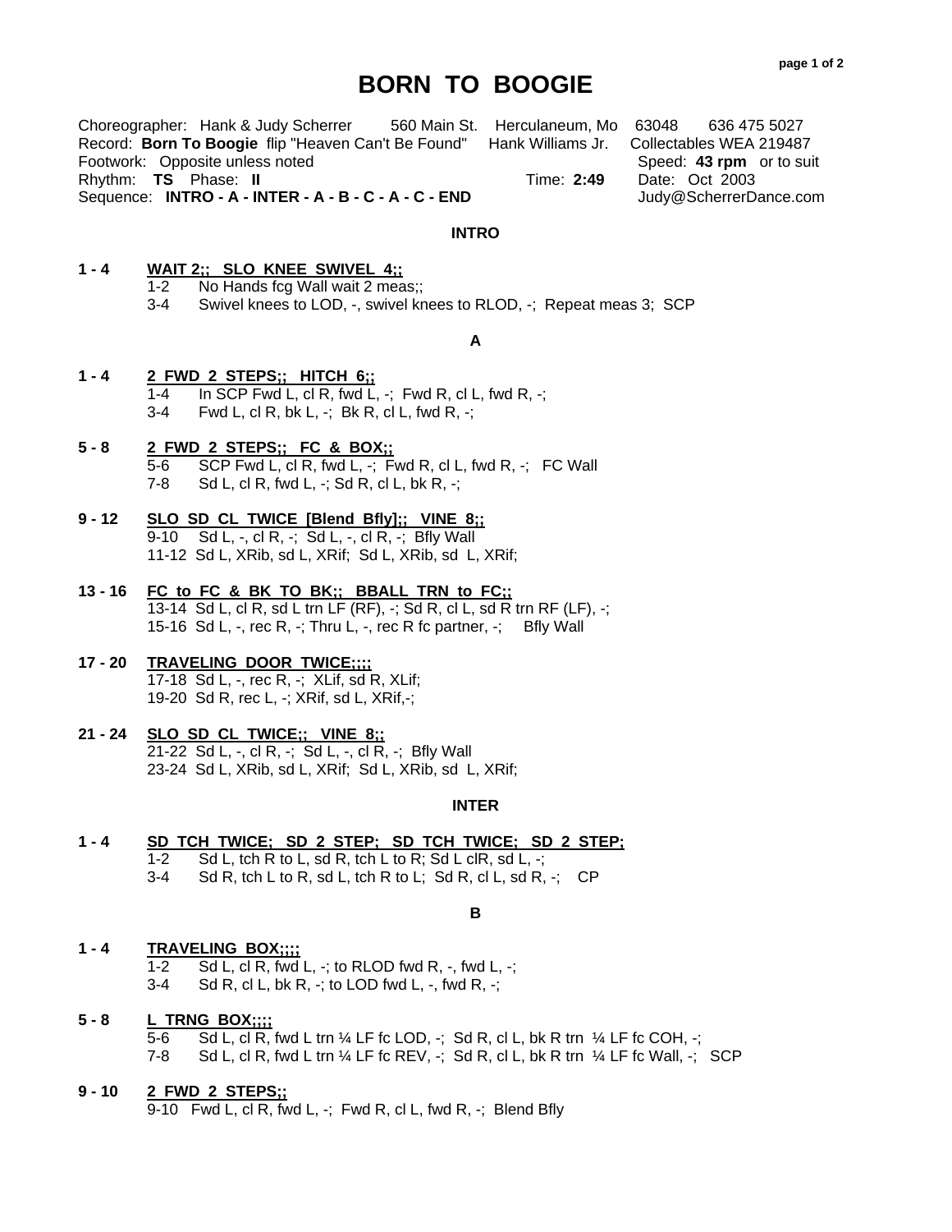# BORN TO BOOGIE

Choreographer: Hank & Judy Scherrer 560 Main St. Herculaneum, Mo 63048 636 475 5027
Record: **Born To Boogie** flip "Heaven Can't Be Found" Hank Williams Jr. Collectables WEA 219487
Footwork: Opposite unless noted Speed: **43 rpm** or to suit
Rhythm: **TS** Phase: **II** Time: **2:49** Date: Oct 2003
Sequence: **INTRO - A - INTER - A - B - C - A - C - END** Judy@ScherrerDance.com

## INTRO

**1 - 4** **WAIT 2;; SLO KNEE SWIVEL 4;;**
1-2 No Hands fcg Wall wait 2 meas;;
3-4 Swivel knees to LOD, -, swivel knees to RLOD, -; Repeat meas 3; SCP

## A

**1 - 4** **2 FWD 2 STEPS;; HITCH 6;;**
1-4 In SCP Fwd L, cl R, fwd L, -; Fwd R, cl L, fwd R, -;
3-4 Fwd L, cl R, bk L, -; Bk R, cl L, fwd R, -;

**5 - 8** **2 FWD 2 STEPS;; FC & BOX;;**
5-6 SCP Fwd L, cl R, fwd L, -; Fwd R, cl L, fwd R, -; FC Wall
7-8 Sd L, cl R, fwd L, -; Sd R, cl L, bk R, -;

**9 - 12** **SLO SD CL TWICE [Blend Bfly];; VINE 8;;**
9-10 Sd L, -, cl R, -; Sd L, -, cl R, -; Bfly Wall
11-12 Sd L, XRib, sd L, XRif; Sd L, XRib, sd L, XRif;

**13 - 16** **FC to FC & BK TO BK;; BBALL TRN to FC;;**
13-14 Sd L, cl R, sd L trn LF (RF), -; Sd R, cl L, sd R trn RF (LF), -;
15-16 Sd L, -, rec R, -; Thru L, -, rec R fc partner, -; Bfly Wall

**17 - 20** **TRAVELING DOOR TWICE;;;;**
17-18 Sd L, -, rec R, -; XLif, sd R, XLif;
19-20 Sd R, rec L, -; XRif, sd L, XRif,-;

**21 - 24** **SLO SD CL TWICE;; VINE 8;;**
21-22 Sd L, -, cl R, -; Sd L, -, cl R, -; Bfly Wall
23-24 Sd L, XRib, sd L, XRif; Sd L, XRib, sd L, XRif;

## INTER

**1 - 4** **SD TCH TWICE; SD 2 STEP; SD TCH TWICE; SD 2 STEP;**
1-2 Sd L, tch R to L, sd R, tch L to R; Sd L clR, sd L, -;
3-4 Sd R, tch L to R, sd L, tch R to L; Sd R, cl L, sd R, -; CP

## B

**1 - 4** **TRAVELING BOX;;;;**
1-2 Sd L, cl R, fwd L, -; to RLOD fwd R, -, fwd L, -;
3-4 Sd R, cl L, bk R, -; to LOD fwd L, -, fwd R, -;

**5 - 8** **L TRNG BOX;;;;**
5-6 Sd L, cl R, fwd L trn ¼ LF fc LOD, -; Sd R, cl L, bk R trn ¼ LF fc COH, -;
7-8 Sd L, cl R, fwd L trn ¼ LF fc REV, -; Sd R, cl L, bk R trn ¼ LF fc Wall, -; SCP

**9 - 10** **2 FWD 2 STEPS;;**
9-10 Fwd L, cl R, fwd L, -; Fwd R, cl L, fwd R, -; Blend Bfly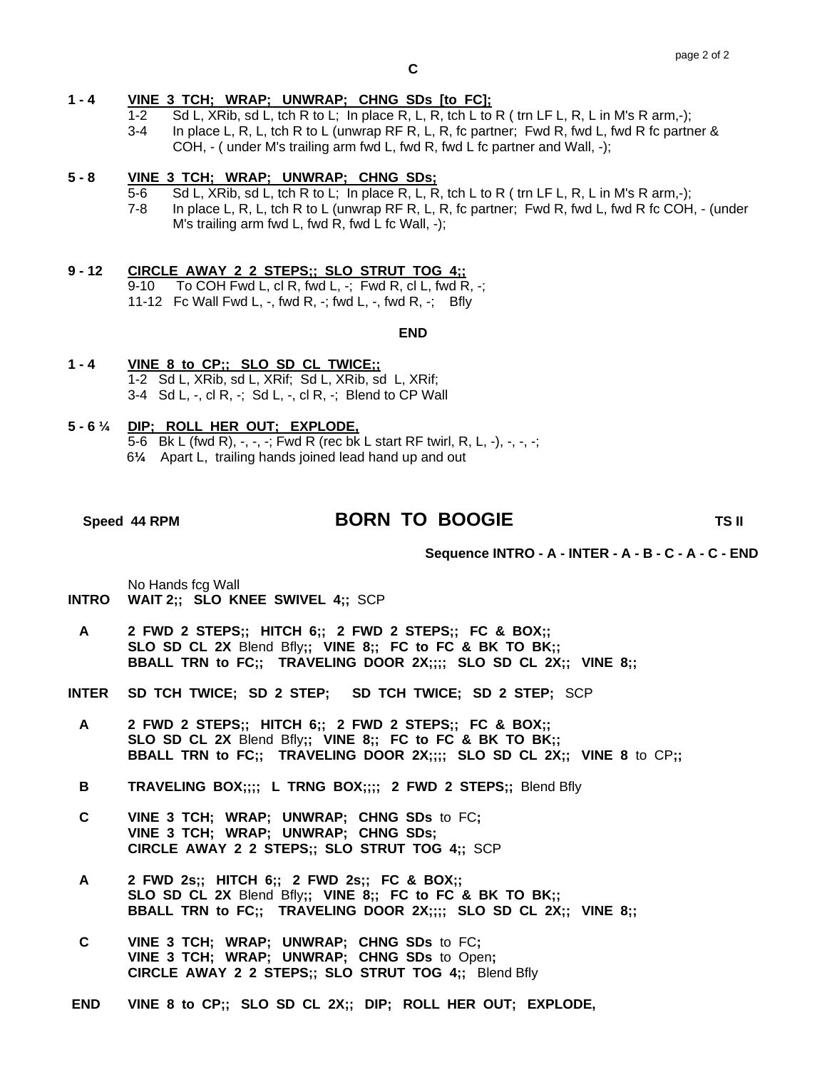## C

**1 - 4 VINE 3 TCH; WRAP; UNWRAP; CHNG SDs [to FC];**

1-2 Sd L, XRib, sd L, tch R to L; In place R, L, R, tch L to R ( trn LF L, R, L in M's R arm,-);

3-4 In place L, R, L, tch R to L (unwrap RF R, L, R, fc partner; Fwd R, fwd L, fwd R fc partner & COH, - ( under M's trailing arm fwd L, fwd R, fwd L fc partner and Wall, -);

**5 - 8 VINE 3 TCH; WRAP; UNWRAP; CHNG SDs;**

5-6 Sd L, XRib, sd L, tch R to L; In place R, L, R, tch L to R ( trn LF L, R, L in M's R arm,-);

7-8 In place L, R, L, tch R to L (unwrap RF R, L, R, fc partner; Fwd R, fwd L, fwd R fc COH, - (under M's trailing arm fwd L, fwd R, fwd L fc Wall, -);

**9 - 12 CIRCLE AWAY 2 2 STEPS;; SLO STRUT TOG 4;;**

9-10 To COH Fwd L, cl R, fwd L, -; Fwd R, cl L, fwd R, -;

11-12 Fc Wall Fwd L, -, fwd R, -; fwd L, -, fwd R, -; Bfly

## END

**1 - 4 VINE 8 to CP;; SLO SD CL TWICE;;**

1-2 Sd L, XRib, sd L, XRif; Sd L, XRib, sd L, XRif;

3-4 Sd L, -, cl R, -; Sd L, -, cl R, -; Blend to CP Wall

**5 - 6 ¼ DIP; ROLL HER OUT; EXPLODE,**

5-6 Bk L (fwd R), -, -, -; Fwd R (rec bk L start RF twirl, R, L, -), -, -, -;

6¼ Apart L, trailing hands joined lead hand up and out

**Speed 44 RPM**

# BORN TO BOOGIE

**TS II**

**Sequence INTRO - A - INTER - A - B - C - A - C - END**

No Hands fcg Wall

**INTRO WAIT 2;; SLO KNEE SWIVEL 4;;** SCP

**A 2 FWD 2 STEPS;; HITCH 6;; 2 FWD 2 STEPS;; FC & BOX;;**
**SLO SD CL 2X** Blend Bfly**;; VINE 8;; FC to FC & BK TO BK;;**
**BBALL TRN to FC;; TRAVELING DOOR 2X;;;; SLO SD CL 2X;; VINE 8;;**

**INTER SD TCH TWICE; SD 2 STEP; SD TCH TWICE; SD 2 STEP;** SCP

**A 2 FWD 2 STEPS;; HITCH 6;; 2 FWD 2 STEPS;; FC & BOX;;**
**SLO SD CL 2X** Blend Bfly**;; VINE 8;; FC to FC & BK TO BK;;**
**BBALL TRN to FC;; TRAVELING DOOR 2X;;;; SLO SD CL 2X;; VINE 8** to CP**;;**

**B TRAVELING BOX;;;; L TRNG BOX;;;; 2 FWD 2 STEPS;;** Blend Bfly

**C VINE 3 TCH; WRAP; UNWRAP; CHNG SDs** to FC**;**
**VINE 3 TCH; WRAP; UNWRAP; CHNG SDs;**
**CIRCLE AWAY 2 2 STEPS;; SLO STRUT TOG 4;;** SCP

**A 2 FWD 2s;; HITCH 6;; 2 FWD 2s;; FC & BOX;;**
**SLO SD CL 2X** Blend Bfly**;; VINE 8;; FC to FC & BK TO BK;;**
**BBALL TRN to FC;; TRAVELING DOOR 2X;;;; SLO SD CL 2X;; VINE 8;;**

**C VINE 3 TCH; WRAP; UNWRAP; CHNG SDs** to FC**;**
**VINE 3 TCH; WRAP; UNWRAP; CHNG SDs** to Open**;**
**CIRCLE AWAY 2 2 STEPS;; SLO STRUT TOG 4;;** Blend Bfly

**END VINE 8 to CP;; SLO SD CL 2X;; DIP; ROLL HER OUT; EXPLODE,**